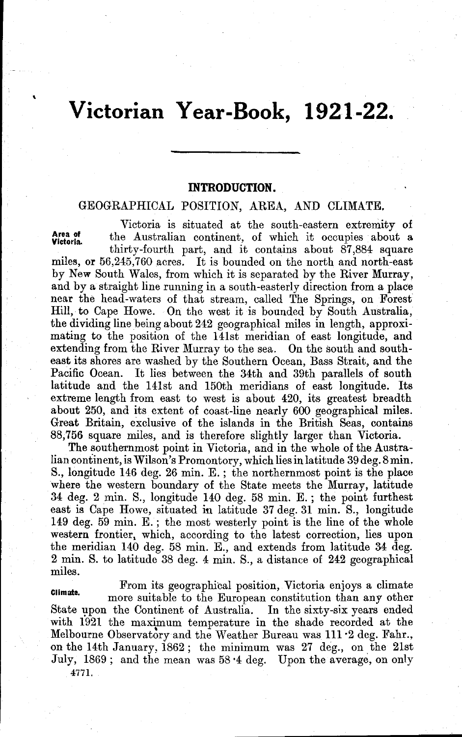# Victorian Year-Book, 1921-22.

## INTRODUCTION.

### GEOGRAPHICAL POSITION, AREA, AND CLIMATE.

**Area of Victoria.** Victoria is situated at the south-eastern extremity of the Australian continent, of which it occupies about a thirty-fourth part, and it contains about 87,884 square miles, or 56,245,760 acres. It is bounded on the north and north-east by New South Wales, from which it is separated by the River Murray, and by a straight line running in a south-easterly direction from a place near the head-waters of that stream, called The Springs, on Forest Hill, to Cape Howe. On the west it is bounded by South Australia, the dividing line being about 242 geographical miles in length, approximating to the position of the 141st meridian of east longitude, and extending from the River Murray to the sea. On the south and south-east its shores are washed by the Southern Ocean, Bass Strait, and the Pacific Ocean. It lies between the 34th and 39th parallels of south latitude and the 141st and 150th meridians of east longitude. Its extreme length from east to west is about 420, its greatest breadth about 250, and its extent of coast-line nearly 600 geographical miles. Great Britain, exclusive of the islands in the British Seas, contains 88,756 square miles, and is therefore slightly larger than Victoria.

The southernmost point in Victoria, and in the whole of the Australian continent, is Wilson's Promontory, which lies in latitude 39 deg. 8 min. S., longitude 146 deg. 26 min. E.; the northernmost point is the place where the western boundary of the State meets the Murray, latitude 34 deg. 2 min. S., longitude 140 deg. 58 min. E.; the point furthest east is Cape Howe, situated in latitude 37 deg. 31 min. S., longitude 149 deg. 59 min. E.; the most westerly point is the line of the whole western frontier, which, according to the latest correction, lies upon the meridian 140 deg. 58 min. E., and extends from latitude 34 deg. 2 min. S. to latitude 38 deg. 4 min. S., a distance of 242 geographical miles.

**Climate.** From its geographical position, Victoria enjoys a climate more suitable to the European constitution than any other State upon the Continent of Australia. In the sixty-six years ended with 1921 the maximum temperature in the shade recorded at the Melbourne Observatory and the Weather Bureau was 111·2 deg. Fahr., on the 14th January, 1862; the minimum was 27 deg., on the 21st July, 1869; and the mean was 58·4 deg. Upon the average, on only

4771.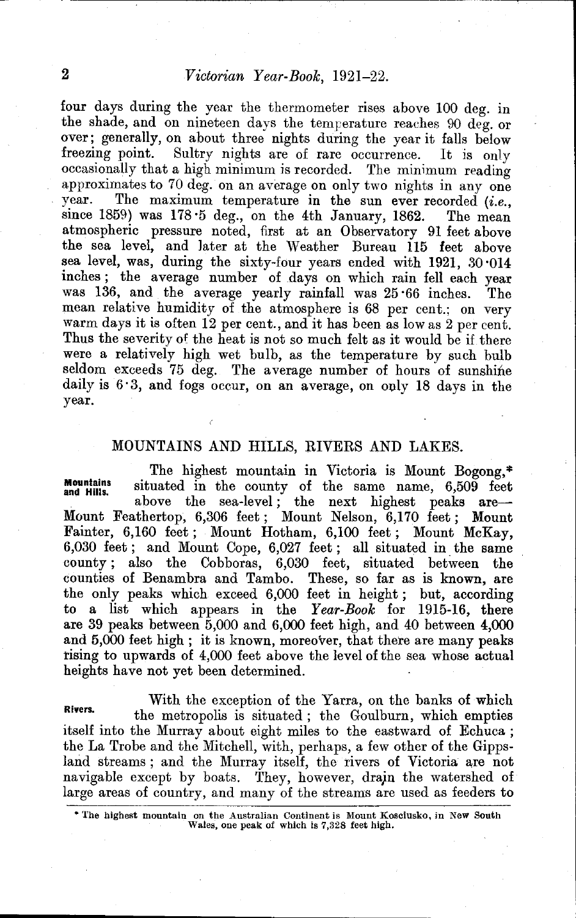four days during the year the thermometer rises above 100 deg. in the shade, and on nineteen days the temperature reaches 90 deg. or over; generally, on about three nights during the year it falls below freezing point. Sultry nights are of rare occurrence. It is only occasionally that a high minimum is recorded. The minimum reading approximates to 70 deg. on an average on only two nights in any one year. The maximum temperature in the sun ever recorded (*i.e.*, since 1859) was 178·5 deg., on the 4th January, 1862. The mean atmospheric pressure noted, first at an Observatory 91 feet above the sea level, and later at the Weather Bureau 115 feet above sea level, was, during the sixty-four years ended with 1921, 30·014 inches; the average number of days on which rain fell each year was 136, and the average yearly rainfall was 25·66 inches. The mean relative humidity of the atmosphere is 68 per cent.; on very warm days it is often 12 per cent., and it has been as low as 2 per cent. Thus the severity of the heat is not so much felt as it would be if there were a relatively high wet bulb, as the temperature by such bulb seldom exceeds 75 deg. The average number of hours of sunshine daily is 6·3, and fogs occur, on an average, on only 18 days in the year.

## MOUNTAINS AND HILLS, RIVERS AND LAKES.

**Mountains and Hills.** The highest mountain in Victoria is Mount Bogong,* situated in the county of the same name, 6,509 feet above the sea-level; the next highest peaks are—Mount Feathertop, 6,306 feet; Mount Nelson, 6,170 feet; Mount Fainter, 6,160 feet; Mount Hotham, 6,100 feet; Mount McKay, 6,030 feet; and Mount Cope, 6,027 feet; all situated in the same county; also the Cobboras, 6,030 feet, situated between the counties of Benambra and Tambo. These, so far as is known, are the only peaks which exceed 6,000 feet in height; but, according to a list which appears in the *Year-Book* for 1915-16, there are 39 peaks between 5,000 and 6,000 feet high, and 40 between 4,000 and 5,000 feet high; it is known, moreover, that there are many peaks rising to upwards of 4,000 feet above the level of the sea whose actual heights have not yet been determined.

**Rivers.** With the exception of the Yarra, on the banks of which the metropolis is situated; the Goulburn, which empties itself into the Murray about eight miles to the eastward of Echuca; the La Trobe and the Mitchell, with, perhaps, a few other of the Gippsland streams; and the Murray itself, the rivers of Victoria are not navigable except by boats. They, however, drain the watershed of large areas of country, and many of the streams are used as feeders to

* The highest mountain on the Australian Continent is Mount Kosciusko, in New South Wales, one peak of which is 7,328 feet high.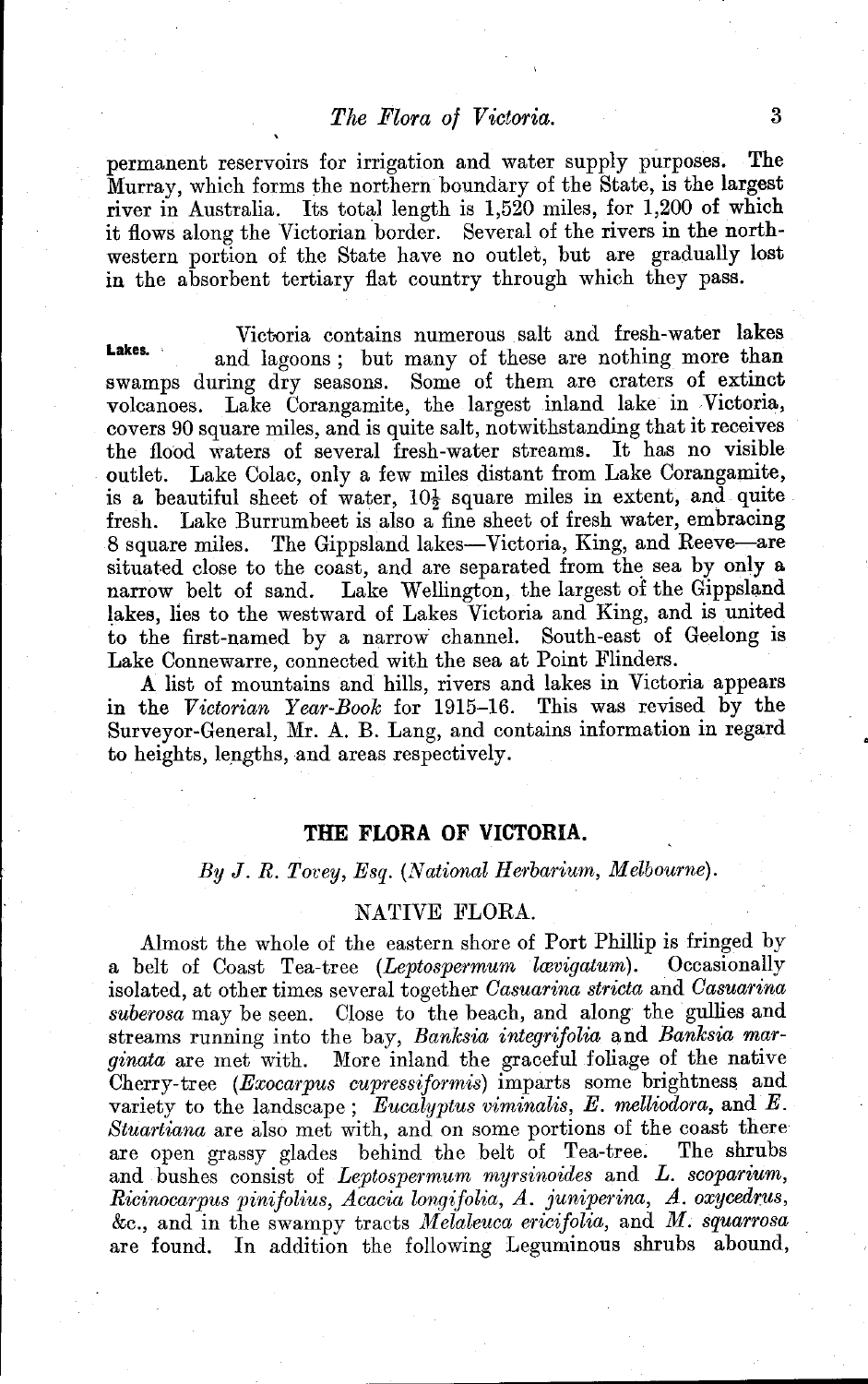permanent reservoirs for irrigation and water supply purposes. The Murray, which forms the northern boundary of the State, is the largest river in Australia. Its total length is 1,520 miles, for 1,200 of which it flows along the Victorian border. Several of the rivers in the north-western portion of the State have no outlet, but are gradually lost in the absorbent tertiary flat country through which they pass.

**Lakes.** Victoria contains numerous salt and fresh-water lakes and lagoons; but many of these are nothing more than swamps during dry seasons. Some of them are craters of extinct volcanoes. Lake Corangamite, the largest inland lake in Victoria, covers 90 square miles, and is quite salt, notwithstanding that it receives the flood waters of several fresh-water streams. It has no visible outlet. Lake Colac, only a few miles distant from Lake Corangamite, is a beautiful sheet of water, 10½ square miles in extent, and quite fresh. Lake Burrumbeet is also a fine sheet of fresh water, embracing 8 square miles. The Gippsland lakes—Victoria, King, and Reeve—are situated close to the coast, and are separated from the sea by only a narrow belt of sand. Lake Wellington, the largest of the Gippsland lakes, lies to the westward of Lakes Victoria and King, and is united to the first-named by a narrow channel. South-east of Geelong is Lake Connewarre, connected with the sea at Point Flinders.

A list of mountains and hills, rivers and lakes in Victoria appears in the *Victorian Year-Book* for 1915–16. This was revised by the Surveyor-General, Mr. A. B. Lang, and contains information in regard to heights, lengths, and areas respectively.

## THE FLORA OF VICTORIA.

*By J. R. Tovey, Esq. (National Herbarium, Melbourne).*

### NATIVE FLORA.

Almost the whole of the eastern shore of Port Phillip is fringed by a belt of Coast Tea-tree (*Leptospermum lævigatum*). Occasionally isolated, at other times several together *Casuarina stricta* and *Casuarina suberosa* may be seen. Close to the beach, and along the gullies and streams running into the bay, *Banksia integrifolia* and *Banksia marginata* are met with. More inland the graceful foliage of the native Cherry-tree (*Exocarpus cupressiformis*) imparts some brightness and variety to the landscape; *Eucalyptus viminalis*, *E. melliodora*, and *E. Stuartiana* are also met with, and on some portions of the coast there are open grassy glades behind the belt of Tea-tree. The shrubs and bushes consist of *Leptospermum myrsinoides* and *L. scoparium*, *Ricinocarpus pinifolius*, *Acacia longifolia*, *A. juniperina*, *A. oxycedrus*, &c., and in the swampy tracts *Melaleuca ericifolia*, and *M. squarrosa* are found. In addition the following Leguminous shrubs abound,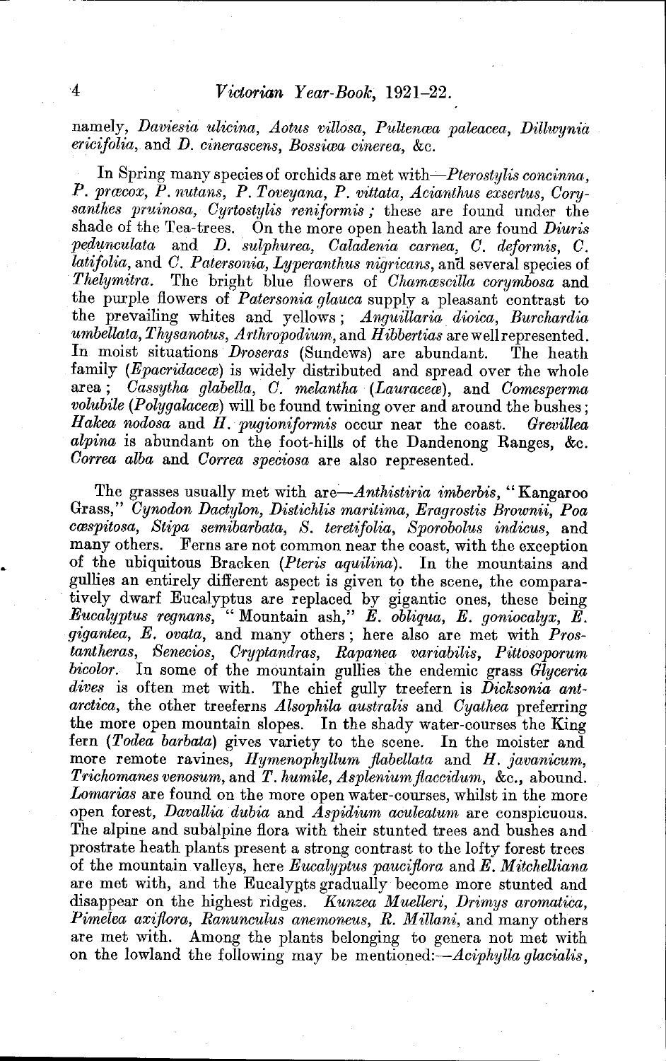namely, *Daviesia ulicina*, *Aotus villosa*, *Pultenæa paleacea*, *Dillwynia ericifolia*, and *D. cinerascens*, *Bossiæa cinerea*, &c.

In Spring many species of orchids are met with—*Pterostylis concinna*, *P. præcox*, *P. nutans*, *P. Toveyana*, *P. vittata*, *Acianthus exsertus*, *Corysanthes pruinosa*, *Cyrtostylis reniformis*; these are found under the shade of the Tea-trees. On the more open heath land are found *Diuris pedunculata* and *D. sulphurea*, *Caladenia carnea*, *C. deformis*, *C. latifolia*, and *C. Patersonia*, *Lyperanthus nigricans*, and several species of *Thelymitra*. The bright blue flowers of *Chamæscilla corymbosa* and the purple flowers of *Patersonia glauca* supply a pleasant contrast to the prevailing whites and yellows; *Anguillaria dioica*, *Burchardia umbellata*, *Thysanotus*, *Arthropodium*, and *Hibbertias* are well represented. In moist situations *Droseras* (Sundews) are abundant. The heath family (*Epacridaceæ*) is widely distributed and spread over the whole area; *Cassytha glabella*, *C. melantha* (*Lauraceæ*), and *Comesperma volubile* (*Polygalaceæ*) will be found twining over and around the bushes; *Hakea nodosa* and *H. pugioniformis* occur near the coast. *Grevillea alpina* is abundant on the foot-hills of the Dandenong Ranges, &c. *Correa alba* and *Correa speciosa* are also represented.

The grasses usually met with are—*Anthistiria imberbis*, "Kangaroo Grass," *Cynodon Dactylon*, *Distichlis maritima*, *Eragrostis Brownii*, *Poa cæspitosa*, *Stipa semibarbata*, *S. teretifolia*, *Sporobolus indicus*, and many others. Ferns are not common near the coast, with the exception of the ubiquitous Bracken (*Pteris aquilina*). In the mountains and gullies an entirely different aspect is given to the scene, the comparatively dwarf Eucalyptus are replaced by gigantic ones, these being *Eucalyptus regnans*, "Mountain ash," *E. obliqua*, *E. goniocalyx*, *E. gigantea*, *E. ovata*, and many others; here also are met with *Prostantheras*, *Senecios*, *Cryptandras*, *Rapanea variabilis*, *Pittosoporum bicolor*. In some of the mountain gullies the endemic grass *Glyceria dives* is often met with. The chief gully treefern is *Dicksonia antarctica*, the other treeferns *Alsophila australis* and *Cyathea* preferring the more open mountain slopes. In the shady water-courses the King fern (*Todea barbata*) gives variety to the scene. In the moister and more remote ravines, *Hymenophyllum flabellata* and *H. javanicum*, *Trichomanes venosum*, and *T. humile*, *Asplenium flaccidum*, &c., abound. *Lomarias* are found on the more open water-courses, whilst in the more open forest, *Davallia dubia* and *Aspidium aculeatum* are conspicuous. The alpine and subalpine flora with their stunted trees and bushes and prostrate heath plants present a strong contrast to the lofty forest trees of the mountain valleys, here *Eucalyptus pauciflora* and *E. Mitchelliana* are met with, and the Eucalypts gradually become more stunted and disappear on the highest ridges. *Kunzea Muelleri*, *Drimys aromatica*, *Pimelea axiflora*, *Ranunculus anemoneus*, *R. Millani*, and many others are met with. Among the plants belonging to genera not met with on the lowland the following may be mentioned:—*Aciphylla glacialis*,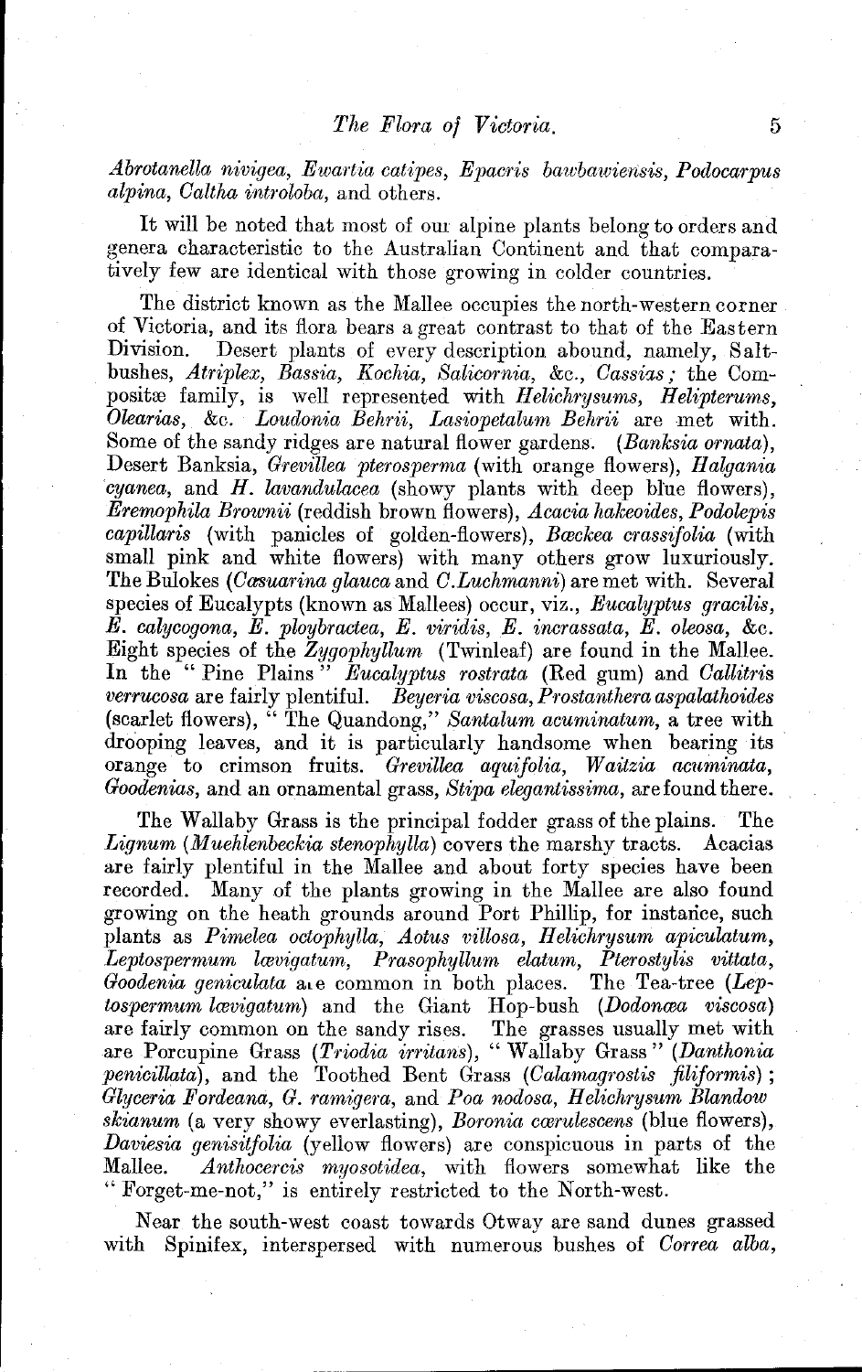*Abrotanella nivigea*, *Ewartia catipes*, *Epacris bawbawiensis*, *Podocarpus alpina*, *Caltha introloba*, and others.

It will be noted that most of our alpine plants belong to orders and genera characteristic to the Australian Continent and that comparatively few are identical with those growing in colder countries.

The district known as the Mallee occupies the north-western corner of Victoria, and its flora bears a great contrast to that of the Eastern Division. Desert plants of every description abound, namely, Saltbushes, *Atriplex*, *Bassia*, *Kochia*, *Salicornia*, &c., *Cassias*; the Compositæ family, is well represented with *Helichrysums*, *Helipterums*, *Olearias*, &c. *Loudonia Behrii*, *Lasiopetalum Behrii* are met with. Some of the sandy ridges are natural flower gardens. (*Banksia ornata*), Desert Banksia, *Grevillea pterosperma* (with orange flowers), *Halgania cyanea*, and *H. lavandulacea* (showy plants with deep blue flowers), *Eremophila Brownii* (reddish brown flowers), *Acacia hakeoides*, *Podolepis capillaris* (with panicles of golden-flowers), *Bæckea crassifolia* (with small pink and white flowers) with many others grow luxuriously. The Bulokes (*Casuarina glauca* and *C. Luchmanni*) are met with. Several species of Eucalypts (known as Mallees) occur, viz., *Eucalyptus gracilis*, *E. calycogona*, *E. ploybractea*, *E. viridis*, *E. incrassata*, *E. oleosa*, &c. Eight species of the *Zygophyllum* (Twinleaf) are found in the Mallee. In the "Pine Plains" *Eucalyptus rostrata* (Red gum) and *Callitris verrucosa* are fairly plentiful. *Beyeria viscosa*, *Prostanthera aspalathoides* (scarlet flowers), "The Quandong," *Santalum acuminatum*, a tree with drooping leaves, and it is particularly handsome when bearing its orange to crimson fruits. *Grevillea aquifolia*, *Waitzia acuminata*, *Goodenias*, and an ornamental grass, *Stipa elegantissima*, are found there.

The Wallaby Grass is the principal fodder grass of the plains. The *Lignum* (*Muehlenbeckia stenophylla*) covers the marshy tracts. Acacias are fairly plentiful in the Mallee and about forty species have been recorded. Many of the plants growing in the Mallee are also found growing on the heath grounds around Port Phillip, for instance, such plants as *Pimelea octophylla*, *Aotus villosa*, *Helichrysum apiculatum*, *Leptospermum lævigatum*, *Prasophyllum elatum*, *Pterostylis vittata*, *Goodenia geniculata* are common in both places. The Tea-tree (*Leptospermum lævigatum*) and the Giant Hop-bush (*Dodonæa viscosa*) are fairly common on the sandy rises. The grasses usually met with are Porcupine Grass (*Triodia irritans*), "Wallaby Grass" (*Danthonia penicillata*), and the Toothed Bent Grass (*Calamagrostis filiformis*); *Glyceria Fordeana*, *G. ramigera*, and *Poa nodosa*, *Helichrysum Blandowskianum* (a very showy everlasting), *Boronia cærulescens* (blue flowers), *Daviesia genisitfolia* (yellow flowers) are conspicuous in parts of the Mallee. *Anthocercis myosotidea*, with flowers somewhat like the "Forget-me-not," is entirely restricted to the North-west.

Near the south-west coast towards Otway are sand dunes grassed with Spinifex, interspersed with numerous bushes of *Correa alba*,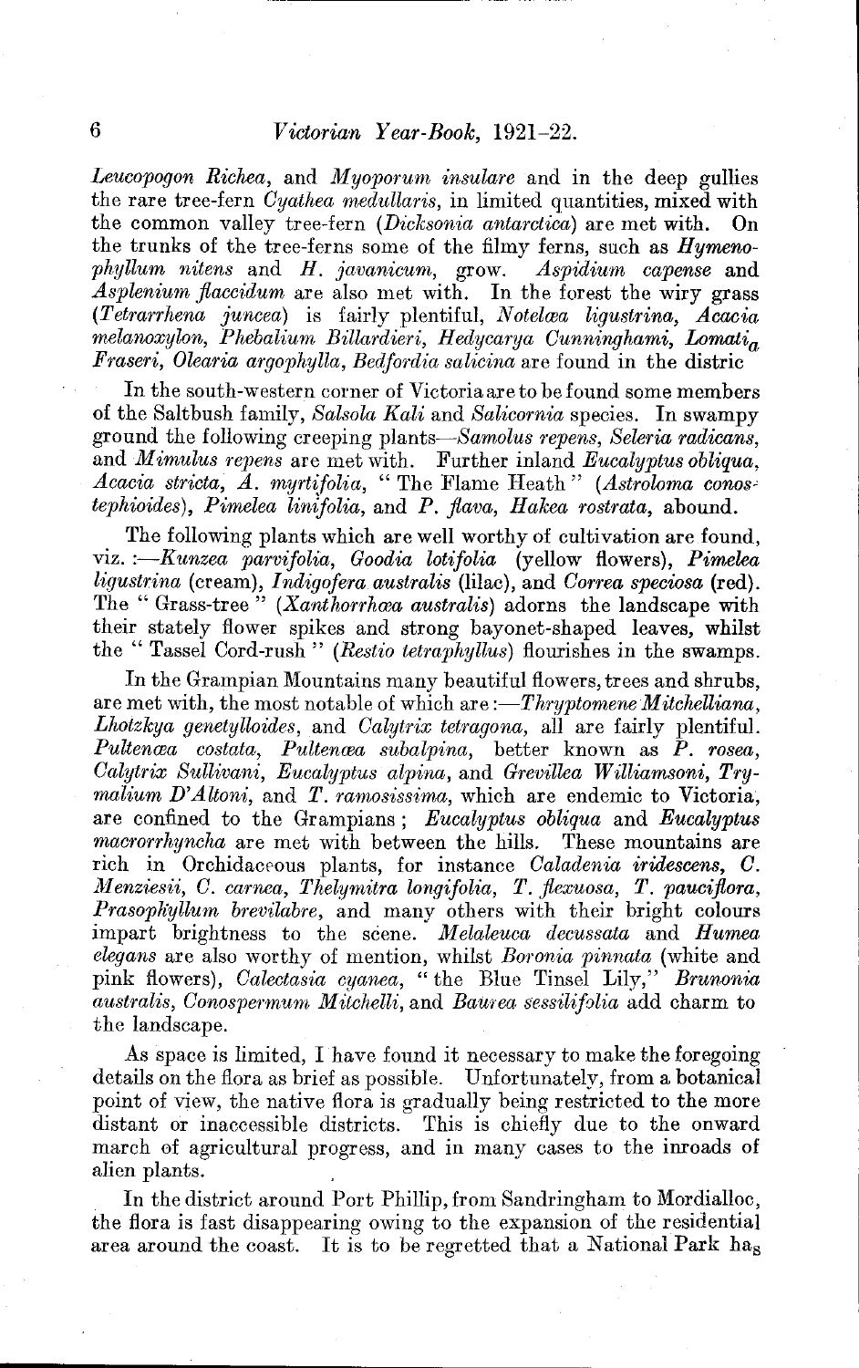*Leucopogon Richea*, and *Myoporum insulare* and in the deep gullies the rare tree-fern *Cyathea medullaris*, in limited quantities, mixed with the common valley tree-fern (*Dicksonia antarctica*) are met with. On the trunks of the tree-ferns some of the filmy ferns, such as *Hymenophyllum nitens* and *H. javanicum*, grow. *Aspidium capense* and *Asplenium flaccidum* are also met with. In the forest the wiry grass (*Tetrarrhena juncea*) is fairly plentiful, *Notelæa ligustrina*, *Acacia melanoxylon*, *Phebalium Billardieri*, *Hedycarya Cunninghami*, *Lomatia Fraseri*, *Olearia argophylla*, *Bedfordia salicina* are found in the distric

In the south-western corner of Victoria are to be found some members of the Saltbush family, *Salsola Kali* and *Salicornia* species. In swampy ground the following creeping plants—*Samolus repens*, *Seleria radicans*, and *Mimulus repens* are met with. Further inland *Eucalyptus obliqua*, *Acacia stricta*, *A. myrtifolia*, "The Flame Heath" (*Astroloma conostephioides*), *Pimelea linifolia*, and *P. flava*, *Hakea rostrata*, abound.

The following plants which are well worthy of cultivation are found, viz.:—*Kunzea parvifolia*, *Goodia lotifolia* (yellow flowers), *Pimelea ligustrina* (cream), *Indigofera australis* (lilac), and *Correa speciosa* (red). The "Grass-tree" (*Xanthorrhœa australis*) adorns the landscape with their stately flower spikes and strong bayonet-shaped leaves, whilst the "Tassel Cord-rush" (*Restio tetraphyllus*) flourishes in the swamps.

In the Grampian Mountains many beautiful flowers, trees and shrubs, are met with, the most notable of which are:—*Thryptomene Mitchelliana*, *Lhotzkya genetylloides*, and *Calytrix tetragona*, all are fairly plentiful. *Pultenæa costata*, *Pultenæa subalpina*, better known as *P. rosea*, *Calytrix Sullivani*, *Eucalyptus alpina*, and *Grevillea Williamsoni*, *Trymalium D'Altoni*, and *T. ramosissima*, which are endemic to Victoria, are confined to the Grampians; *Eucalyptus obliqua* and *Eucalyptus macrorrhyncha* are met with between the hills. These mountains are rich in Orchidaceous plants, for instance *Caladenia iridescens*, *C. Menziesii*, *C. carnea*, *Thelymitra longifolia*, *T. flexuosa*, *T. pauciflora*, *Prasophyllum brevilabre*, and many others with their bright colours impart brightness to the scene. *Melaleuca decussata* and *Humea elegans* are also worthy of mention, whilst *Boronia pinnata* (white and pink flowers), *Calectasia cyanea*, "the Blue Tinsel Lily," *Brunonia australis*, *Conospermum Mitchelli*, and *Baurea sessilifolia* add charm to the landscape.

As space is limited, I have found it necessary to make the foregoing details on the flora as brief as possible. Unfortunately, from a botanical point of view, the native flora is gradually being restricted to the more distant or inaccessible districts. This is chiefly due to the onward march of agricultural progress, and in many cases to the inroads of alien plants.

In the district around Port Phillip, from Sandringham to Mordialloc, the flora is fast disappearing owing to the expansion of the residential area around the coast. It is to be regretted that a National Park has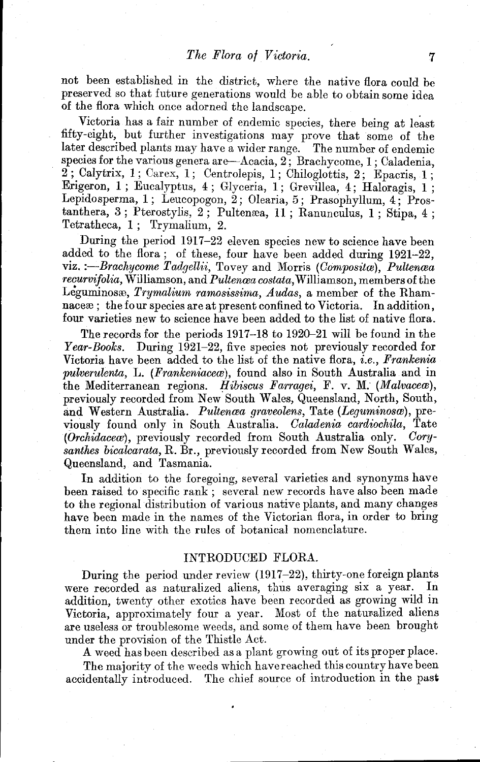not been established in the district, where the native flora could be preserved so that future generations would be able to obtain some idea of the flora which once adorned the landscape.

Victoria has a fair number of endemic species, there being at least fifty-eight, but further investigations may prove that some of the later described plants may have a wider range. The number of endemic species for the various genera are—Acacia, 2; Brachycome, 1; Caladenia, 2; Calytrix, 1; Carex, 1; Centrolepis, 1; Chiloglottis, 2; Epacris, 1; Erigeron, 1; Eucalyptus, 4; Glyceria, 1; Grevillea, 4; Haloragis, 1; Lepidosperma, 1; Leucopogon, 2; Olearia, 5; Prasophyllum, 4; Prostanthera, 3; Pterostylis, 2; Pultenæa, 11; Ranunculus, 1; Stipa, 4; Tetratheca, 1; Trymalium, 2.

During the period 1917–22 eleven species new to science have been added to the flora; of these, four have been added during 1921–22, viz.:—*Brachycome Tadgellii*, Tovey and Morris (*Compositæ*), *Pultenæa recurvifolia*, Williamson, and *Pultenæa costata*, Williamson, members of the Leguminosæ, *Trymalium ramosissima*, *Audas*, a member of the Rhamnaceæ; the four species are at present confined to Victoria. In addition, four varieties new to science have been added to the list of native flora.

The records for the periods 1917–18 to 1920–21 will be found in the *Year-Books*. During 1921–22, five species not previously recorded for Victoria have been added to the list of the native flora, *i.e.*, *Frankenia pulverulenta*, L. (*Frankeniaceæ*), found also in South Australia and in the Mediterranean regions. *Hibiscus Farragei*, F. v. M. (*Malvaceæ*), previously recorded from New South Wales, Queensland, North, South, and Western Australia. *Pultenæa graveolens*, Tate (*Leguminosæ*), previously found only in South Australia. *Caladenia cardiochila*, Tate (*Orchidaceæ*), previously recorded from South Australia only. *Corysanthes bicalcarata*, R. Br., previously recorded from New South Wales, Queensland, and Tasmania.

In addition to the foregoing, several varieties and synonyms have been raised to specific rank; several new records have also been made to the regional distribution of various native plants, and many changes have been made in the names of the Victorian flora, in order to bring them into line with the rules of botanical nomenclature.

## INTRODUCED FLORA.

During the period under review (1917–22), thirty-one foreign plants were recorded as naturalized aliens, thus averaging six a year. In addition, twenty other exotics have been recorded as growing wild in Victoria, approximately four a year. Most of the naturalized aliens are useless or troublesome weeds, and some of them have been brought under the provision of the Thistle Act.

A weed has been described as a plant growing out of its proper place.

The majority of the weeds which have reached this country have been accidentally introduced. The chief source of introduction in the past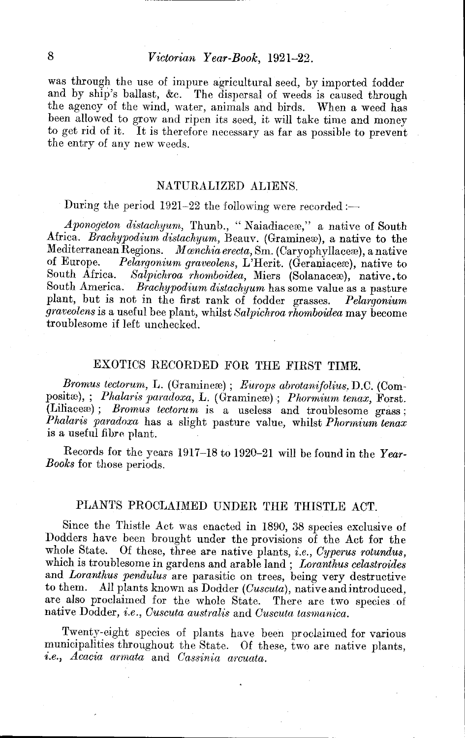was through the use of impure agricultural seed, by imported fodder and by ship's ballast, &c. The dispersal of weeds is caused through the agency of the wind, water, animals and birds. When a weed has been allowed to grow and ripen its seed, it will take time and money to get rid of it. It is therefore necessary as far as possible to prevent the entry of any new weeds.

## NATURALIZED ALIENS.

During the period 1921–22 the following were recorded :—

*Aponogeton distachyum*, Thunb., "Naiadiaceæ," a native of South Africa. *Brachypodium distachyum*, Beauv. (Gramineæ), a native to the Mediterranean Regions. *Mœnchia erecta*, Sm. (Caryophyllaceæ), a native of Europe. *Pelargonium graveolens*, L'Herit. (Geraniaceæ), native to South Africa. *Salpichroa rhomboidea*, Miers (Solanaceæ), native to South America. *Brachypodium distachyum* has some value as a pasture plant, but is not in the first rank of fodder grasses. *Pelargonium graveolens* is a useful bee plant, whilst *Salpichroa rhomboidea* may become troublesome if left unchecked.

## EXOTICS RECORDED FOR THE FIRST TIME.

*Bromus tectorum*, L. (Gramineæ) ; *Europs abrotanifolius*, D.C. (Compositæ), ; *Phalaris paradoxa*, L. (Gramineæ) ; *Phormium tenax*, Forst. (Liliaceæ) ; *Bromus tectorum* is a useless and troublesome grass ; *Phalaris paradoxa* has a slight pasture value, whilst *Phormium tenax* is a useful fibre plant.

Records for the years 1917–18 to 1920–21 will be found in the *Year-Books* for those periods.

## PLANTS PROCLAIMED UNDER THE THISTLE ACT.

Since the Thistle Act was enacted in 1890, 38 species exclusive of Dodders have been brought under the provisions of the Act for the whole State. Of these, three are native plants, *i.e.*, *Cyperus rotundus*, which is troublesome in gardens and arable land ; *Loranthus celastroides* and *Loranthus pendulus* are parasitic on trees, being very destructive to them. All plants known as Dodder (*Cuscuta*), native and introduced, are also proclaimed for the whole State. There are two species of native Dodder, *i.e.*, *Cuscuta australis* and *Cuscuta tasmanica*.

Twenty-eight species of plants have been proclaimed for various municipalities throughout the State. Of these, two are native plants, *i.e.*, *Acacia armata* and *Cassinia arcuata*.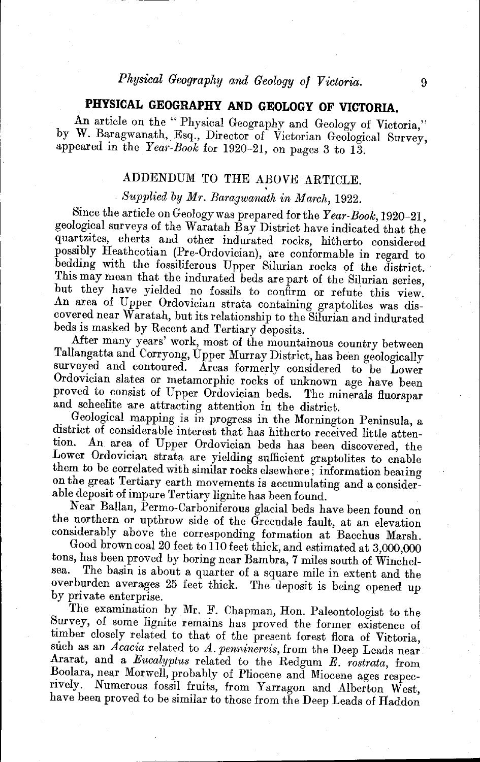## PHYSICAL GEOGRAPHY AND GEOLOGY OF VICTORIA.

An article on the "Physical Geography and Geology of Victoria," by W. Baragwanath, Esq., Director of Victorian Geological Survey, appeared in the *Year-Book* for 1920–21, on pages 3 to 13.

### ADDENDUM TO THE ABOVE ARTICLE.

*Supplied by Mr. Baragwanath in March, 1922.*

Since the article on Geology was prepared for the *Year-Book*, 1920–21, geological surveys of the Waratah Bay District have indicated that the quartzites, cherts and other indurated rocks, hitherto considered possibly Heathcotian (Pre-Ordovician), are conformable in regard to bedding with the fossiliferous Upper Silurian rocks of the district. This may mean that the indurated beds are part of the Silurian series, but they have yielded no fossils to confirm or refute this view. An area of Upper Ordovician strata containing graptolites was discovered near Waratah, but its relationship to the Silurian and indurated beds is masked by Recent and Tertiary deposits.

After many years' work, most of the mountainous country between Tallangatta and Corryong, Upper Murray District, has been geologically surveyed and contoured. Areas formerly considered to be Lower Ordovician slates or metamorphic rocks of unknown age have been proved to consist of Upper Ordovician beds. The minerals fluorspar and scheelite are attracting attention in the district.

Geological mapping is in progress in the Mornington Peninsula, a district of considerable interest that has hitherto received little attention. An area of Upper Ordovician beds has been discovered, the Lower Ordovician strata are yielding sufficient graptolites to enable them to be correlated with similar rocks elsewhere; information bearing on the great Tertiary earth movements is accumulating and a considerable deposit of impure Tertiary lignite has been found.

Near Ballan, Permo-Carboniferous glacial beds have been found on the northern or upthrow side of the Greendale fault, at an elevation considerably above the corresponding formation at Bacchus Marsh.

Good brown coal 20 feet to 110 feet thick, and estimated at 3,000,000 tons, has been proved by boring near Bambra, 7 miles south of Winchelsea. The basin is about a quarter of a square mile in extent and the overburden averages 25 feet thick. The deposit is being opened up by private enterprise.

The examination by Mr. F. Chapman, Hon. Paleontologist to the Survey, of some lignite remains has proved the former existence of timber closely related to that of the present forest flora of Victoria, such as an *Acacia* related to *A. penninervis*, from the Deep Leads near Ararat, and a *Eucalyptus* related to the Redgum *E. rostrata*, from Boolara, near Morwell, probably of Pliocene and Miocene ages respectively. Numerous fossil fruits, from Yarragon and Alberton West, have been proved to be similar to those from the Deep Leads of Haddon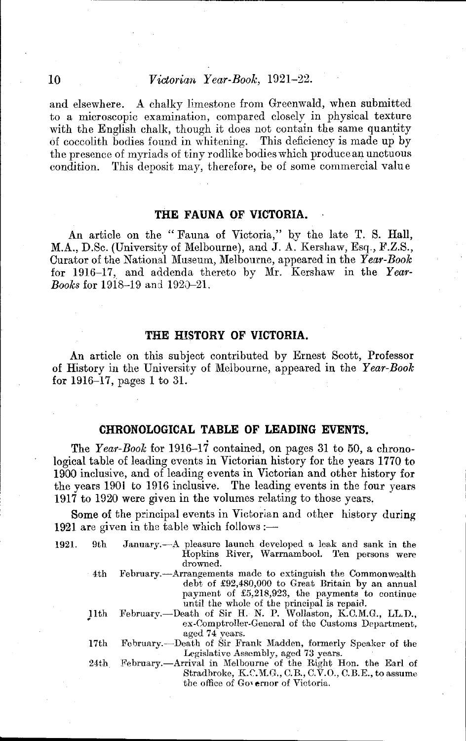and elsewhere. A chalky limestone from Greenwald, when submitted to a microscopic examination, compared closely in physical texture with the English chalk, though it does not contain the same quantity of coccolith bodies found in whitening. This deficiency is made up by the presence of myriads of tiny rodlike bodies which produce an unctuous condition. This deposit may, therefore, be of some commercial value

## THE FAUNA OF VICTORIA.

An article on the "Fauna of Victoria," by the late T. S. Hall, M.A., D.Sc. (University of Melbourne), and J. A. Kershaw, Esq., F.Z.S., Curator of the National Museum, Melbourne, appeared in the *Year-Book* for 1916–17, and addenda thereto by Mr. Kershaw in the *Year-Books* for 1918–19 and 1920–21.

## THE HISTORY OF VICTORIA.

An article on this subject contributed by Ernest Scott, Professor of History in the University of Melbourne, appeared in the *Year-Book* for 1916–17, pages 1 to 31.

## CHRONOLOGICAL TABLE OF LEADING EVENTS.

The *Year-Book* for 1916–17 contained, on pages 31 to 50, a chronological table of leading events in Victorian history for the years 1770 to 1900 inclusive, and of leading events in Victorian and other history for the years 1901 to 1916 inclusive. The leading events in the four years 1917 to 1920 were given in the volumes relating to those years.

Some of the principal events in Victorian and other history during 1921 are given in the table which follows:—

1921. 9th January.—A pleasure launch developed a leak and sank in the Hopkins River, Warrnambool. Ten persons were drowned.

4th February.—Arrangements made to extinguish the Commonwealth debt of £92,480,000 to Great Britain by an annual payment of £5,218,923, the payments to continue until the whole of the principal is repaid.

11th February.—Death of Sir H. N. P. Wollaston, K.C.M.G., LL.D., ex-Comptroller-General of the Customs Department, aged 74 years.

17th February.—Death of Sir Frank Madden, formerly Speaker of the Legislative Assembly, aged 73 years.

24th February.—Arrival in Melbourne of the Right Hon. the Earl of Stradbroke, K.C.M.G., C.B., C.V.O., C.B.E., to assume the office of Governor of Victoria.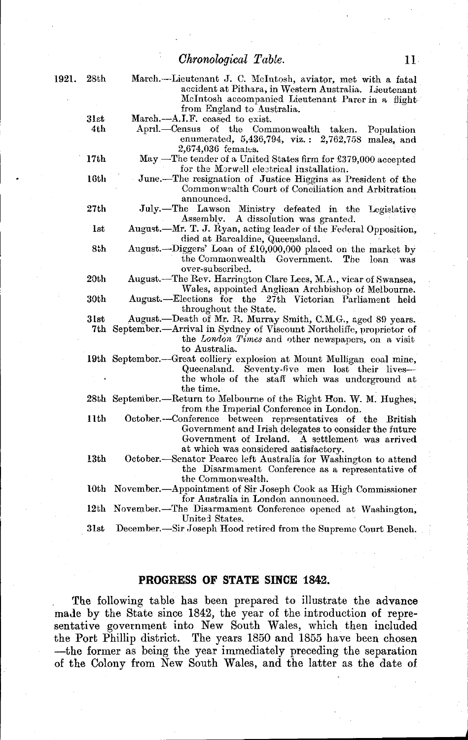1921\. 28th March.—Lieutenant J. C. McIntosh, aviator, met with a fatal accident at Pithara, in Western Australia. Lieutenant McIntosh accompanied Lieutenant Parer in a flight from England to Australia.

31st March.—A.I.F. ceased to exist.

4th April.—Census of the Commonwealth taken. Population enumerated, 5,436,794, viz.: 2,762,758 males, and 2,674,036 females.

17th May.—The tender of a United States firm for £379,000 accepted for the Morwell electrical installation.

16th June.—The resignation of Justice Higgins as President of the Commonwealth Court of Conciliation and Arbitration announced.

27th July.—The Lawson Ministry defeated in the Legislative Assembly. A dissolution was granted.

1st August.—Mr. T. J. Ryan, acting leader of the Federal Opposition, died at Barcaldine, Queensland.

8th August.—Diggers' Loan of £10,000,000 placed on the market by the Commonwealth Government. The loan was over-subscribed.

20th August.—The Rev. Harrington Clare Lees, M.A., vicar of Swansea, Wales, appointed Anglican Archbishop of Melbourne.

30th August.—Elections for the 27th Victorian Parliament held throughout the State.

31st August.—Death of Mr. R. Murray Smith, C.M.G., aged 89 years.

7th September.—Arrival in Sydney of Viscount Northcliffe, proprietor of the *London Times* and other newspapers, on a visit to Australia.

19th September.—Great colliery explosion at Mount Mulligan coal mine, Queensland. Seventy-five men lost their lives—the whole of the staff which was underground at the time.

28th September.—Return to Melbourne of the Right Hon. W. M. Hughes, from the Imperial Conference in London.

11th October.—Conference between representatives of the British Government and Irish delegates to consider the future Government of Ireland. A settlement was arrived at which was considered satisfactory.

13th October.—Senator Pearce left Australia for Washington to attend the Disarmament Conference as a representative of the Commonwealth.

10th November.—Appointment of Sir Joseph Cook as High Commissioner for Australia in London announced.

12th November.—The Disarmament Conference opened at Washington, United States.

31st December.—Sir Joseph Hood retired from the Supreme Court Bench.

## PROGRESS OF STATE SINCE 1842.

The following table has been prepared to illustrate the advance made by the State since 1842, the year of the introduction of representative government into New South Wales, which then included the Port Phillip district. The years 1850 and 1855 have been chosen —the former as being the year immediately preceding the separation of the Colony from New South Wales, and the latter as the date of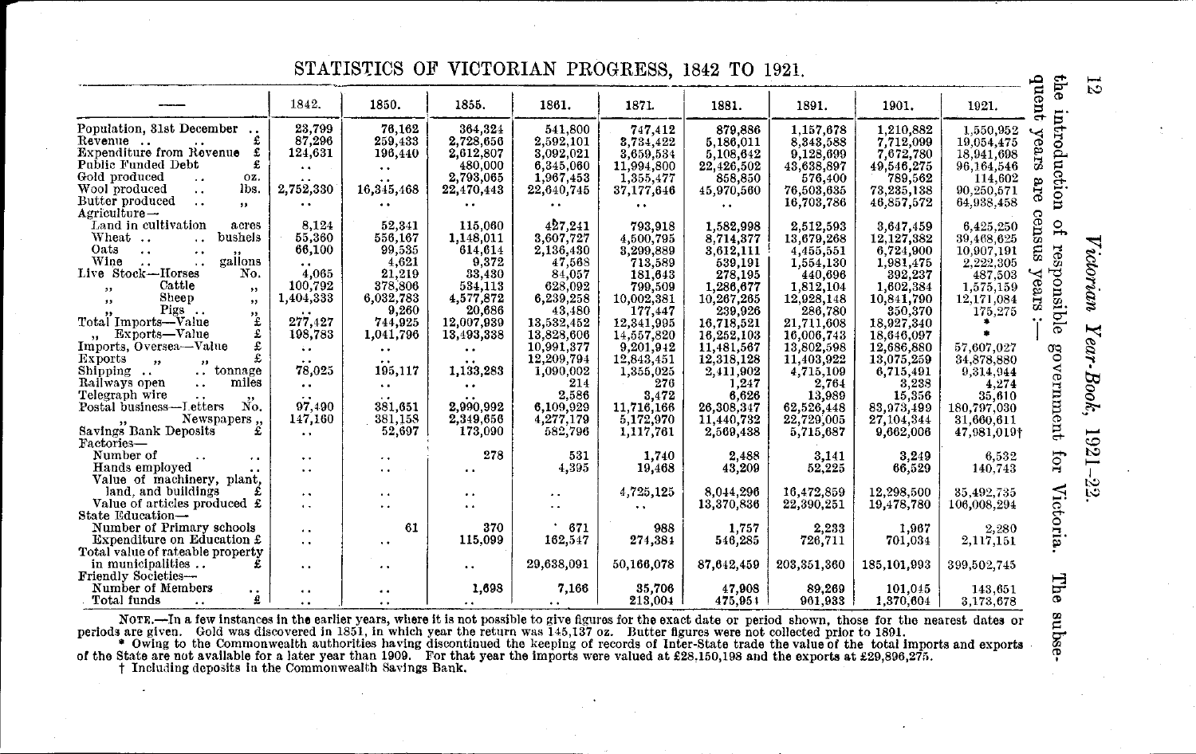The introduction of responsible government for Victoria. The subsequent years are census years:—

## STATISTICS OF VICTORIAN PROGRESS, 1842 TO 1921.

| — | 1842. | 1850. | 1855. | 1861. | 1871. | 1881. | 1891. | 1901. | 1921. |
|---|---|---|---|---|---|---|---|---|---|
| Population, 31st December .. | 23,799 | 76,162 | 364,324 | 541,800 | 747,412 | 879,886 | 1,157,678 | 1,210,882 | 1,550,952 |
| Revenue .. .. £ | 87,296 | 259,433 | 2,728,656 | 2,592,101 | 3,734,422 | 5,186,011 | 8,343,588 | 7,712,099 | 19,054,475 |
| Expenditure from Revenue £ | 124,631 | 196,440 | 2,612,807 | 3,092,021 | 3,659,534 | 5,108,642 | 9,128,699 | 7,672,780 | 18,941,698 |
| Public Funded Debt £ | .. | .. | 480,000 | 6,345,060 | 11,994,800 | 22,426,502 | 43,638,897 | 49,546,275 | 96,164,546 |
| Gold produced .. oz. | .. | .. | 2,793,065 | 1,967,453 | 1,355,477 | 858,850 | 576,400 | 789,562 | 114,602 |
| Wool produced .. lbs. | 2,752,330 | 16,345,468 | 22,470,443 | 22,640,745 | 37,177,646 | 45,970,560 | 76,503,635 | 73,235,138 | 90,250,571 |
| Butter produced .. „ | .. | .. | .. | .. | .. | .. | 16,703,786 | 46,857,572 | 64,938,458 |
| Agriculture— | | | | | | | | | |
| Land in cultivation acres | 8,124 | 52,341 | 115,060 | 427,241 | 793,918 | 1,582,998 | 2,512,593 | 3,647,459 | 6,425,250 |
| Wheat .. .. bushels | 55,360 | 556,167 | 1,148,011 | 3,607,727 | 4,500,795 | 8,714,377 | 13,679,268 | 12,127,382 | 39,468,625 |
| Oats .. .. „ | 66,100 | 99,535 | 614,614 | 2,136,430 | 3,299,889 | 3,612,111 | 4,455,551 | 6,724,900 | 10,907,191 |
| Wine .. .. gallons | .. | 4,621 | 9,372 | 47,568 | 713,589 | 539,191 | 1,554,130 | 1,981,475 | 2,222,305 |
| Live Stock—Horses No. | 4,065 | 21,219 | 33,430 | 84,057 | 181,643 | 278,195 | 440,696 | 392,237 | 487,503 |
| „ Cattle „ | 100,792 | 378,806 | 534,113 | 628,092 | 799,509 | 1,286,677 | 1,812,104 | 1,602,384 | 1,575,159 |
| „ Sheep „ | 1,404,333 | 6,032,783 | 4,577,872 | 6,239,258 | 10,002,381 | 10,267,265 | 12,928,148 | 10,841,790 | 12,171,084 |
| „ Pigs .. „ | .. | 9,260 | 20,686 | 43,480 | 177,447 | 239,926 | 286,780 | 350,370 | 175,275 |
| Total Imports—Value £ | 277,427 | 744,925 | 12,007,939 | 13,532,452 | 12,341,995 | 16,718,521 | 21,711,608 | 18,927,340 | * |
| „ Exports—Value £ | 198,783 | 1,041,796 | 13,493,338 | 13,828,606 | 14,557,820 | 16,252,103 | 16,006,743 | 18,646,097 | * |
| Imports, Oversea—Value £ | .. | .. | .. | 10,991,377 | 9,201,942 | 11,481,567 | 13,802,598 | 12,686,880 | 57,607,027 |
| Exports „ „ £ | .. | .. | .. | 12,209,794 | 12,843,451 | 12,318,128 | 11,403,922 | 13,075,259 | 34,878,880 |
| Shipping .. .. tonnage | 78,025 | 195,117 | 1,133,283 | 1,090,002 | 1,355,025 | 2,411,902 | 4,715,109 | 6,715,491 | 9,314,944 |
| Railways open .. miles | .. | .. | .. | 214 | 276 | 1,247 | 2,764 | 3,238 | 4,274 |
| Telegraph wire .. „ | .. | .. | .. | 2,586 | 3,472 | 6,626 | 13,989 | 15,356 | 35,610 |
| Postal business—Letters No. | 97,490 | 381,651 | 2,990,992 | 6,109,929 | 11,716,166 | 26,308,347 | 62,526,448 | 83,973,499 | 180,797,030 |
| „ Newspapers „ | 147,160 | 381,158 | 2,349,656 | 4,277,179 | 5,172,970 | 11,440,732 | 22,729,005 | 27,104,344 | 31,660,611 |
| Savings Bank Deposits £ | .. | 52,697 | 173,090 | 582,796 | 1,117,761 | 2,569,438 | 5,715,687 | 9,662,006 | 47,981,019† |
| Factories— | | | | | | | | | |
| Number of .. .. | .. | .. | 278 | 531 | 1,740 | 2,488 | 3,141 | 3,249 | 6,532 |
| Hands employed .. | .. | .. | .. | 4,395 | 19,468 | 43,209 | 52,225 | 66,529 | 140,743 |
| Value of machinery, plant, land, and buildings £ | .. | .. | .. | .. | 4,725,125 | 8,044,296 | 16,472,859 | 12,298,500 | 35,492,735 |
| Value of articles produced £ | .. | .. | .. | .. | .. | 13,370,836 | 22,390,251 | 19,478,780 | 106,008,294 |
| State Education— | | | | | | | | | |
| Number of Primary schools | .. | 61 | 370 | 671 | 988 | 1,757 | 2,233 | 1,967 | 2,280 |
| Expenditure on Education £ | .. | .. | 115,099 | 162,547 | 274,384 | 546,285 | 726,711 | 701,034 | 2,117,151 |
| Total value of rateable property in municipalities .. £ | .. | .. | .. | 29,638,091 | 50,166,078 | 87,642,459 | 203,351,360 | 185,101,993 | 399,502,745 |
| Friendly Societies— | | | | | | | | | |
| Number of Members .. | .. | .. | 1,698 | 7,166 | 35,706 | 47,908 | 89,269 | 101,045 | 143,651 |
| Total funds .. £ | .. | .. | .. | .. | 213,004 | 475,954 | 961,933 | 1,370,604 | 3,173,678 |

NOTE.—In a few instances in the earlier years, where it is not possible to give figures for the exact date or period shown, those for the nearest dates or periods are given. Gold was discovered in 1851, in which year the return was 145,137 oz. Butter figures were not collected prior to 1891.

\* Owing to the Commonwealth authorities having discontinued the keeping of records of Inter-State trade the value of the total imports and exports of the State are not available for a later year than 1909. For that year the imports were valued at £28,150,198 and the exports at £29,896,275.

† Including deposits in the Commonwealth Savings Bank.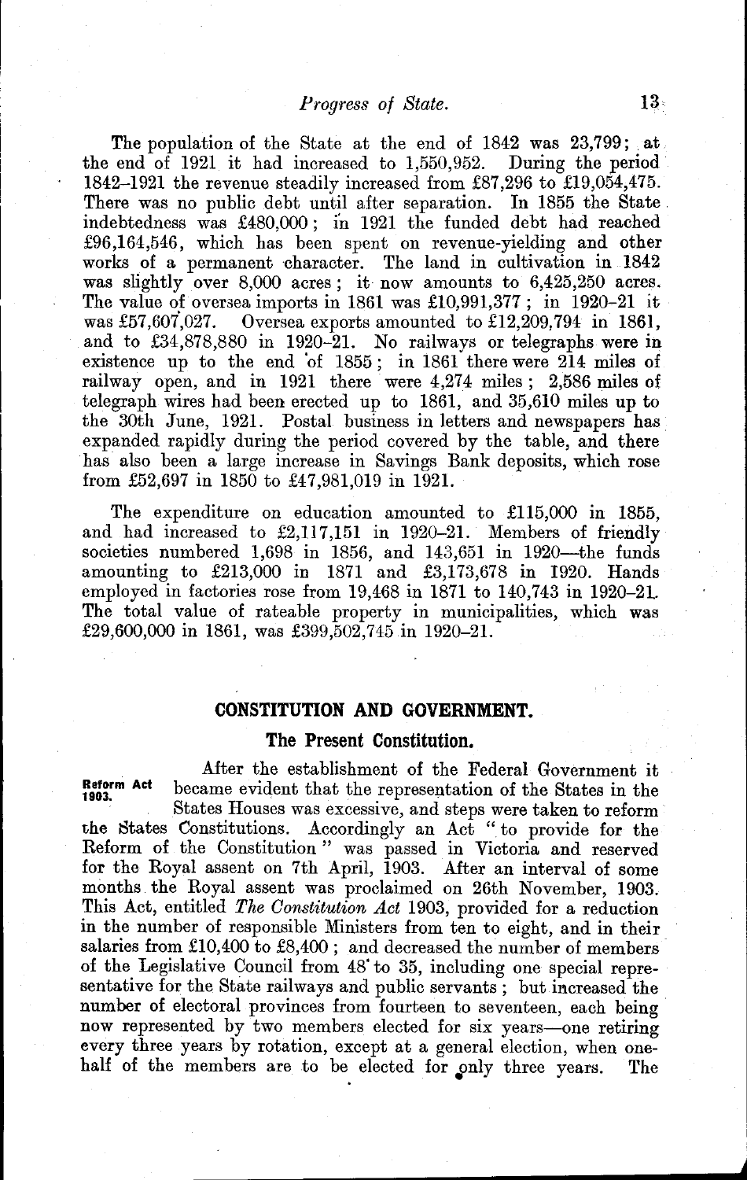The population of the State at the end of 1842 was 23,799; at the end of 1921 it had increased to 1,550,952. During the period 1842–1921 the revenue steadily increased from £87,296 to £19,054,475. There was no public debt until after separation. In 1855 the State indebtedness was £480,000; in 1921 the funded debt had reached £96,164,546, which has been spent on revenue-yielding and other works of a permanent character. The land in cultivation in 1842 was slightly over 8,000 acres; it now amounts to 6,425,250 acres. The value of oversea imports in 1861 was £10,991,377; in 1920–21 it was £57,607,027. Oversea exports amounted to £12,209,794 in 1861, and to £34,878,880 in 1920–21. No railways or telegraphs were in existence up to the end of 1855; in 1861 there were 214 miles of railway open, and in 1921 there were 4,274 miles; 2,586 miles of telegraph wires had been erected up to 1861, and 35,610 miles up to the 30th June, 1921. Postal business in letters and newspapers has expanded rapidly during the period covered by the table, and there has also been a large increase in Savings Bank deposits, which rose from £52,697 in 1850 to £47,981,019 in 1921.

The expenditure on education amounted to £115,000 in 1855, and had increased to £2,117,151 in 1920–21. Members of friendly societies numbered 1,698 in 1856, and 143,651 in 1920—the funds amounting to £213,000 in 1871 and £3,173,678 in 1920. Hands employed in factories rose from 19,468 in 1871 to 140,743 in 1920–21. The total value of rateable property in municipalities, which was £29,600,000 in 1861, was £399,502,745 in 1920–21.

## CONSTITUTION AND GOVERNMENT.

### The Present Constitution.

**Reform Act 1903.**

After the establishment of the Federal Government it became evident that the representation of the States in the States Houses was excessive, and steps were taken to reform the States Constitutions. Accordingly an Act "to provide for the Reform of the Constitution" was passed in Victoria and reserved for the Royal assent on 7th April, 1903. After an interval of some months the Royal assent was proclaimed on 26th November, 1903. This Act, entitled *The Constitution Act* 1903, provided for a reduction in the number of responsible Ministers from ten to eight, and in their salaries from £10,400 to £8,400; and decreased the number of members of the Legislative Council from 48 to 35, including one special representative for the State railways and public servants; but increased the number of electoral provinces from fourteen to seventeen, each being now represented by two members elected for six years—one retiring every three years by rotation, except at a general election, when one-half of the members are to be elected for only three years. The